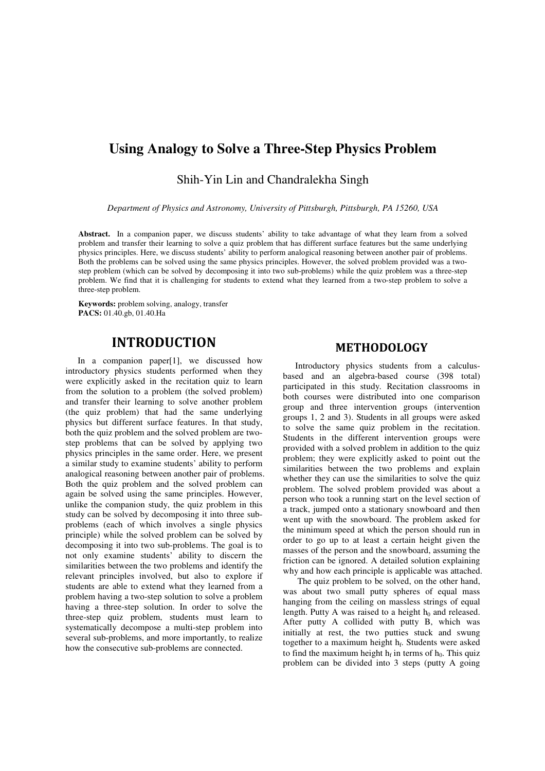# Using Analogy to Solve a Three-Step Physics Problem

Shih-Yin Lin and Chandralekha Singh

*Department of Physics and Astronomy, University of Pittsburgh, Pittsburgh, PA 15260, USA*

**Abstract.** In a companion paper, we discuss students' ability to take advantage of what they learn from a solved problem and transfer their learning to solve a quiz problem that has different surface features but the same underlying physics principles. Here, we discuss students' ability to perform analogical reasoning between another pair of problems. Both the problems can be solved using the same physics principles. However, the solved problem provided was a two-step problem (which can be solved by decomposing it into two sub-problems) while the quiz problem was a three-step problem. We find that it is challenging for students to extend what they learned from a two-step problem to solve a three-step problem.

**Keywords:** problem solving, analogy, transfer
**PACS:** 01.40.gb, 01.40.Ha

## INTRODUCTION

In a companion paper[1], we discussed how introductory physics students performed when they were explicitly asked in the recitation quiz to learn from the solution to a problem (the solved problem) and transfer their learning to solve another problem (the quiz problem) that had the same underlying physics but different surface features. In that study, both the quiz problem and the solved problem are two-step problems that can be solved by applying two physics principles in the same order. Here, we present a similar study to examine students' ability to perform analogical reasoning between another pair of problems. Both the quiz problem and the solved problem can again be solved using the same principles. However, unlike the companion study, the quiz problem in this study can be solved by decomposing it into three sub-problems (each of which involves a single physics principle) while the solved problem can be solved by decomposing it into two sub-problems. The goal is to not only examine students' ability to discern the similarities between the two problems and identify the relevant principles involved, but also to explore if students are able to extend what they learned from a problem having a two-step solution to solve a problem having a three-step solution. In order to solve the three-step quiz problem, students must learn to systematically decompose a multi-step problem into several sub-problems, and more importantly, to realize how the consecutive sub-problems are connected.

## METHODOLOGY

Introductory physics students from a calculus-based and an algebra-based course (398 total) participated in this study. Recitation classrooms in both courses were distributed into one comparison group and three intervention groups (intervention groups 1, 2 and 3). Students in all groups were asked to solve the same quiz problem in the recitation. Students in the different intervention groups were provided with a solved problem in addition to the quiz problem; they were explicitly asked to point out the similarities between the two problems and explain whether they can use the similarities to solve the quiz problem. The solved problem provided was about a person who took a running start on the level section of a track, jumped onto a stationary snowboard and then went up with the snowboard. The problem asked for the minimum speed at which the person should run in order to go up to at least a certain height given the masses of the person and the snowboard, assuming the friction can be ignored. A detailed solution explaining why and how each principle is applicable was attached.

The quiz problem to be solved, on the other hand, was about two small putty spheres of equal mass hanging from the ceiling on massless strings of equal length. Putty A was raised to a height $h_0$ and released. After putty A collided with putty B, which was initially at rest, the two putties stuck and swung together to a maximum height $h_f$. Students were asked to find the maximum height $h_f$ in terms of $h_0$. This quiz problem can be divided into 3 steps (putty A going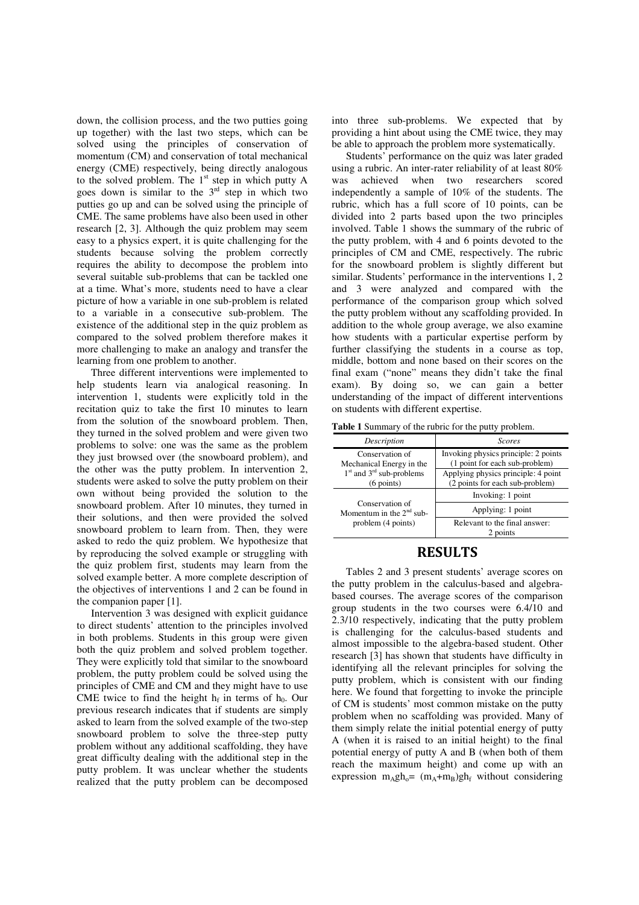down, the collision process, and the two putties going up together) with the last two steps, which can be solved using the principles of conservation of momentum (CM) and conservation of total mechanical energy (CME) respectively, being directly analogous to the solved problem. The 1st step in which putty A goes down is similar to the 3rd step in which two putties go up and can be solved using the principle of CME. The same problems have also been used in other research [2, 3]. Although the quiz problem may seem easy to a physics expert, it is quite challenging for the students because solving the problem correctly requires the ability to decompose the problem into several suitable sub-problems that can be tackled one at a time. What's more, students need to have a clear picture of how a variable in one sub-problem is related to a variable in a consecutive sub-problem. The existence of the additional step in the quiz problem as compared to the solved problem therefore makes it more challenging to make an analogy and transfer the learning from one problem to another.

Three different interventions were implemented to help students learn via analogical reasoning. In intervention 1, students were explicitly told in the recitation quiz to take the first 10 minutes to learn from the solution of the snowboard problem. Then, they turned in the solved problem and were given two problems to solve: one was the same as the problem they just browsed over (the snowboard problem), and the other was the putty problem. In intervention 2, students were asked to solve the putty problem on their own without being provided the solution to the snowboard problem. After 10 minutes, they turned in their solutions, and then were provided the solved snowboard problem to learn from. Then, they were asked to redo the quiz problem. We hypothesize that by reproducing the solved example or struggling with the quiz problem first, students may learn from the solved example better. A more complete description of the objectives of interventions 1 and 2 can be found in the companion paper [1].

Intervention 3 was designed with explicit guidance to direct students' attention to the principles involved in both problems. Students in this group were given both the quiz problem and solved problem together. They were explicitly told that similar to the snowboard problem, the putty problem could be solved using the principles of CME and CM and they might have to use CME twice to find the height $h_f$ in terms of $h_0$. Our previous research indicates that if students are simply asked to learn from the solved example of the two-step snowboard problem to solve the three-step putty problem without any additional scaffolding, they have great difficulty dealing with the additional step in the putty problem. It was unclear whether the students realized that the putty problem can be decomposed into three sub-problems. We expected that by providing a hint about using the CME twice, they may be able to approach the problem more systematically.

Students' performance on the quiz was later graded using a rubric. An inter-rater reliability of at least 80% was achieved when two researchers scored independently a sample of 10% of the students. The rubric, which has a full score of 10 points, can be divided into 2 parts based upon the two principles involved. Table 1 shows the summary of the rubric of the putty problem, with 4 and 6 points devoted to the principles of CM and CME, respectively. The rubric for the snowboard problem is slightly different but similar. Students' performance in the interventions 1, 2 and 3 were analyzed and compared with the performance of the comparison group which solved the putty problem without any scaffolding provided. In addition to the whole group average, we also examine how students with a particular expertise perform by further classifying the students in a course as top, middle, bottom and none based on their scores on the final exam ("none" means they didn't take the final exam). By doing so, we can gain a better understanding of the impact of different interventions on students with different expertise.

**Table 1** Summary of the rubric for the putty problem.

| *Description* | *Scores* |
|---|---|
| Conservation of Mechanical Energy in the 1st and 3rd sub-problems (6 points) | Invoking physics principle: 2 points (1 point for each sub-problem) |
| | Applying physics principle: 4 point (2 points for each sub-problem) |
| Conservation of Momentum in the 2nd sub-problem (4 points) | Invoking: 1 point |
| | Applying: 1 point |
| | Relevant to the final answer: 2 points |

## RESULTS

Tables 2 and 3 present students' average scores on the putty problem in the calculus-based and algebra-based courses. The average scores of the comparison group students in the two courses were 6.4/10 and 2.3/10 respectively, indicating that the putty problem is challenging for the calculus-based students and almost impossible to the algebra-based student. Other research [3] has shown that students have difficulty in identifying all the relevant principles for solving the putty problem, which is consistent with our finding here. We found that forgetting to invoke the principle of CM is students' most common mistake on the putty problem when no scaffolding was provided. Many of them simply relate the initial potential energy of putty A (when it is raised to an initial height) to the final potential energy of putty A and B (when both of them reach the maximum height) and come up with an expression $m_A g h_o = (m_A+m_B) g h_f$ without considering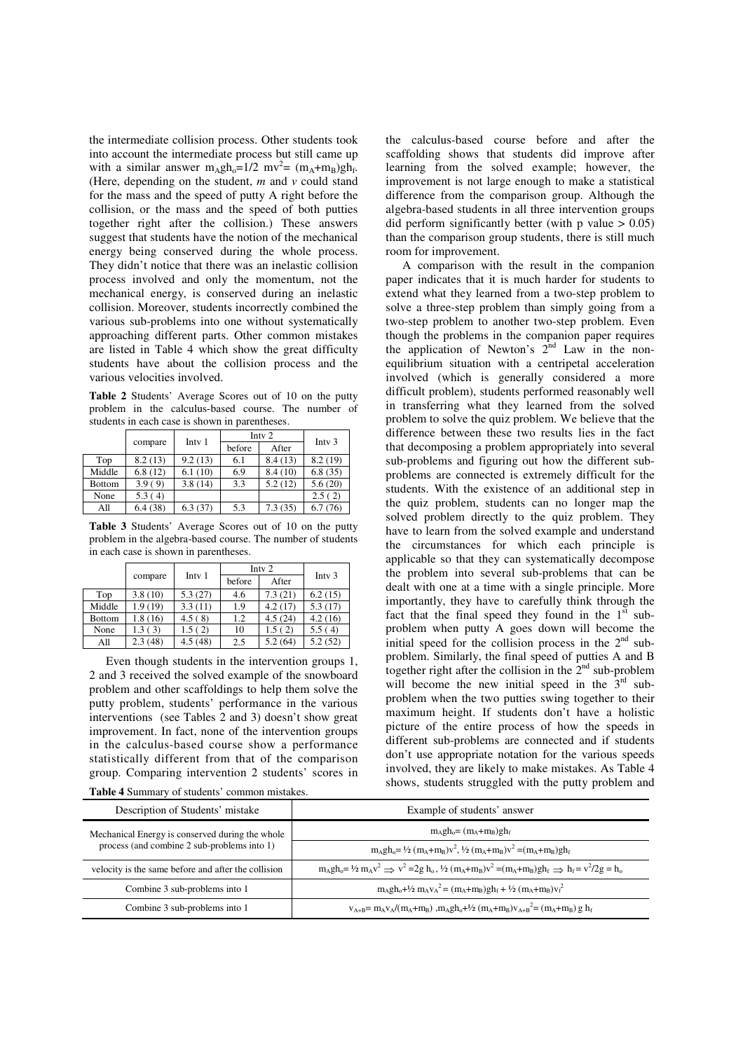the intermediate collision process. Other students took into account the intermediate process but still came up with a similar answer $m_Agh_o=1/2\ mv^2= (m_A+m_B)gh_f$. (Here, depending on the student, *m* and *v* could stand for the mass and the speed of putty A right before the collision, or the mass and the speed of both putties together right after the collision.) These answers suggest that students have the notion of the mechanical energy being conserved during the whole process. They didn't notice that there was an inelastic collision process involved and only the momentum, not the mechanical energy, is conserved during an inelastic collision. Moreover, students incorrectly combined the various sub-problems into one without systematically approaching different parts. Other common mistakes are listed in Table 4 which show the great difficulty students have about the collision process and the various velocities involved.

**Table 2** Students' Average Scores out of 10 on the putty problem in the calculus-based course. The number of students in each case is shown in parentheses.

| | compare | Intv 1 | Intv 2 | | Intv 3 |
|---|---|---|---|---|---|
| | | | before | After | |
| Top | 8.2 (13) | 9.2 (13) | 6.1 | 8.4 (13) | 8.2 (19) |
| Middle | 6.8 (12) | 6.1 (10) | 6.9 | 8.4 (10) | 6.8 (35) |
| Bottom | 3.9 ( 9) | 3.8 (14) | 3.3 | 5.2 (12) | 5.6 (20) |
| None | 5.3 ( 4) | | | | 2.5 ( 2) |
| All | 6.4 (38) | 6.3 (37) | 5.3 | 7.3 (35) | 6.7 (76) |

**Table 3** Students' Average Scores out of 10 on the putty problem in the algebra-based course. The number of students in each case is shown in parentheses.

| | compare | Intv 1 | Intv 2 | | Intv 3 |
|---|---|---|---|---|---|
| | | | before | After | |
| Top | 3.8 (10) | 5.3 (27) | 4.6 | 7.3 (21) | 6.2 (15) |
| Middle | 1.9 (19) | 3.3 (11) | 1.9 | 4.2 (17) | 5.3 (17) |
| Bottom | 1.8 (16) | 4.5 ( 8) | 1.2 | 4.5 (24) | 4.2 (16) |
| None | 1.3 ( 3) | 1.5 ( 2) | 10 | 1.5 ( 2) | 5.5 ( 4) |
| All | 2.3 (48) | 4.5 (48) | 2.5 | 5.2 (64) | 5.2 (52) |

Even though students in the intervention groups 1, 2 and 3 received the solved example of the snowboard problem and other scaffoldings to help them solve the putty problem, students' performance in the various interventions (see Tables 2 and 3) doesn't show great improvement. In fact, none of the intervention groups in the calculus-based course show a performance statistically different from that of the comparison group. Comparing intervention 2 students' scores in the calculus-based course before and after the scaffolding shows that students did improve after learning from the solved example; however, the improvement is not large enough to make a statistical difference from the comparison group. Although the algebra-based students in all three intervention groups did perform significantly better (with p value $> 0.05$) than the comparison group students, there is still much room for improvement.

A comparison with the result in the companion paper indicates that it is much harder for students to extend what they learned from a two-step problem to solve a three-step problem than simply going from a two-step problem to another two-step problem. Even though the problems in the companion paper requires the application of Newton's 2[nd] Law in the non-equilibrium situation with a centripetal acceleration involved (which is generally considered a more difficult problem), students performed reasonably well in transferring what they learned from the solved problem to solve the quiz problem. We believe that the difference between these two results lies in the fact that decomposing a problem appropriately into several sub-problems and figuring out how the different sub-problems are connected is extremely difficult for the students. With the existence of an additional step in the quiz problem, students can no longer map the solved problem directly to the quiz problem. They have to learn from the solved example and understand the circumstances for which each principle is applicable so that they can systematically decompose the problem into several sub-problems that can be dealt with one at a time with a single principle. More importantly, they have to carefully think through the fact that the final speed they found in the 1[st] sub-problem when putty A goes down will become the initial speed for the collision process in the 2[nd] sub-problem. Similarly, the final speed of putties A and B together right after the collision in the 2[nd] sub-problem will become the new initial speed in the 3[rd] sub-problem when the two putties swing together to their maximum height. If students don't have a holistic picture of the entire process of how the speeds in different sub-problems are connected and if students don't use appropriate notation for the various speeds involved, they are likely to make mistakes. As Table 4 shows, students struggled with the putty problem and

**Table 4** Summary of students' common mistakes.

| Description of Students' mistake | Example of students' answer |
|---|---|
| Mechanical Energy is conserved during the whole process (and combine 2 sub-problems into 1) | $m_Agh_o= (m_A+m_B)gh_f$ |
| | $m_Agh_o= ½\ (m_A+m_B)v^2$, $½\ (m_A+m_B)v^2 =(m_A+m_B)gh_f$ |
| velocity is the same before and after the collision | $m_Agh_o= ½\ m_Av^2 \Rightarrow v^2 =2g\ h_o$ , $½\ (m_A+m_B)v^2 =(m_A+m_B)gh_f \Rightarrow h_f = v^2/2g = h_o$ |
| Combine 3 sub-problems into 1 | $m_Agh_o+½\ m_Av_A^2 = (m_A+m_B)gh_f + ½\ (m_A+m_B)v_f^2$ |
| Combine 3 sub-problems into 1 | $v_{A+B}= m_Av_A/(m_A+m_B)$ ,$m_Agh_o+½\ (m_A+m_B)v_{A+B}^2= (m_A+m_B)\ g\ h_f$ |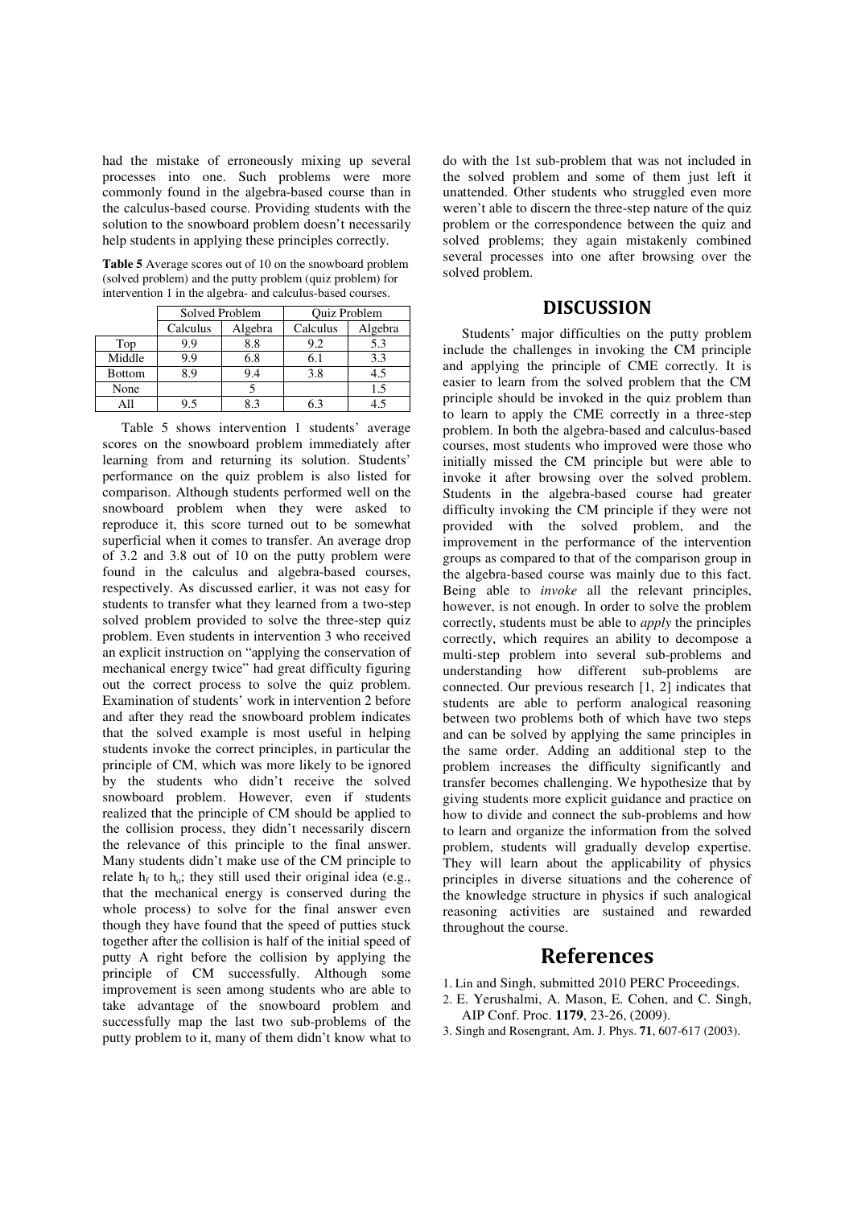had the mistake of erroneously mixing up several processes into one. Such problems were more commonly found in the algebra-based course than in the calculus-based course. Providing students with the solution to the snowboard problem doesn't necessarily help students in applying these principles correctly.

**Table 5** Average scores out of 10 on the snowboard problem (solved problem) and the putty problem (quiz problem) for intervention 1 in the algebra- and calculus-based courses.

| | Solved Problem | | Quiz Problem | |
|---|---|---|---|---|
| | Calculus | Algebra | Calculus | Algebra |
| Top | 9.9 | 8.8 | 9.2 | 5.3 |
| Middle | 9.9 | 6.8 | 6.1 | 3.3 |
| Bottom | 8.9 | 9.4 | 3.8 | 4.5 |
| None | | 5 | | 1.5 |
| All | 9.5 | 8.3 | 6.3 | 4.5 |

Table 5 shows intervention 1 students' average scores on the snowboard problem immediately after learning from and returning its solution. Students' performance on the quiz problem is also listed for comparison. Although students performed well on the snowboard problem when they were asked to reproduce it, this score turned out to be somewhat superficial when it comes to transfer. An average drop of 3.2 and 3.8 out of 10 on the putty problem were found in the calculus and algebra-based courses, respectively. As discussed earlier, it was not easy for students to transfer what they learned from a two-step solved problem provided to solve the three-step quiz problem. Even students in intervention 3 who received an explicit instruction on "applying the conservation of mechanical energy twice" had great difficulty figuring out the correct process to solve the quiz problem. Examination of students' work in intervention 2 before and after they read the snowboard problem indicates that the solved example is most useful in helping students invoke the correct principles, in particular the principle of CM, which was more likely to be ignored by the students who didn't receive the solved snowboard problem. However, even if students realized that the principle of CM should be applied to the collision process, they didn't necessarily discern the relevance of this principle to the final answer. Many students didn't make use of the CM principle to relate $h_f$ to $h_o$; they still used their original idea (e.g., that the mechanical energy is conserved during the whole process) to solve for the final answer even though they have found that the speed of putties stuck together after the collision is half of the initial speed of putty A right before the collision by applying the principle of CM successfully. Although some improvement is seen among students who are able to take advantage of the snowboard problem and successfully map the last two sub-problems of the putty problem to it, many of them didn't know what to do with the 1st sub-problem that was not included in the solved problem and some of them just left it unattended. Other students who struggled even more weren't able to discern the three-step nature of the quiz problem or the correspondence between the quiz and solved problems; they again mistakenly combined several processes into one after browsing over the solved problem.

## DISCUSSION

Students' major difficulties on the putty problem include the challenges in invoking the CM principle and applying the principle of CME correctly. It is easier to learn from the solved problem that the CM principle should be invoked in the quiz problem than to learn to apply the CME correctly in a three-step problem. In both the algebra-based and calculus-based courses, most students who improved were those who initially missed the CM principle but were able to invoke it after browsing over the solved problem. Students in the algebra-based course had greater difficulty invoking the CM principle if they were not provided with the solved problem, and the improvement in the performance of the intervention groups as compared to that of the comparison group in the algebra-based course was mainly due to this fact. Being able to *invoke* all the relevant principles, however, is not enough. In order to solve the problem correctly, students must be able to *apply* the principles correctly, which requires an ability to decompose a multi-step problem into several sub-problems and understanding how different sub-problems are connected. Our previous research [1, 2] indicates that students are able to perform analogical reasoning between two problems both of which have two steps and can be solved by applying the same principles in the same order. Adding an additional step to the problem increases the difficulty significantly and transfer becomes challenging. We hypothesize that by giving students more explicit guidance and practice on how to divide and connect the sub-problems and how to learn and organize the information from the solved problem, students will gradually develop expertise. They will learn about the applicability of physics principles in diverse situations and the coherence of the knowledge structure in physics if such analogical reasoning activities are sustained and rewarded throughout the course.

## References

1. Lin and Singh, submitted 2010 PERC Proceedings.
2. E. Yerushalmi, A. Mason, E. Cohen, and C. Singh, AIP Conf. Proc. **1179**, 23-26, (2009).
3. Singh and Rosengrant, Am. J. Phys. **71**, 607-617 (2003).